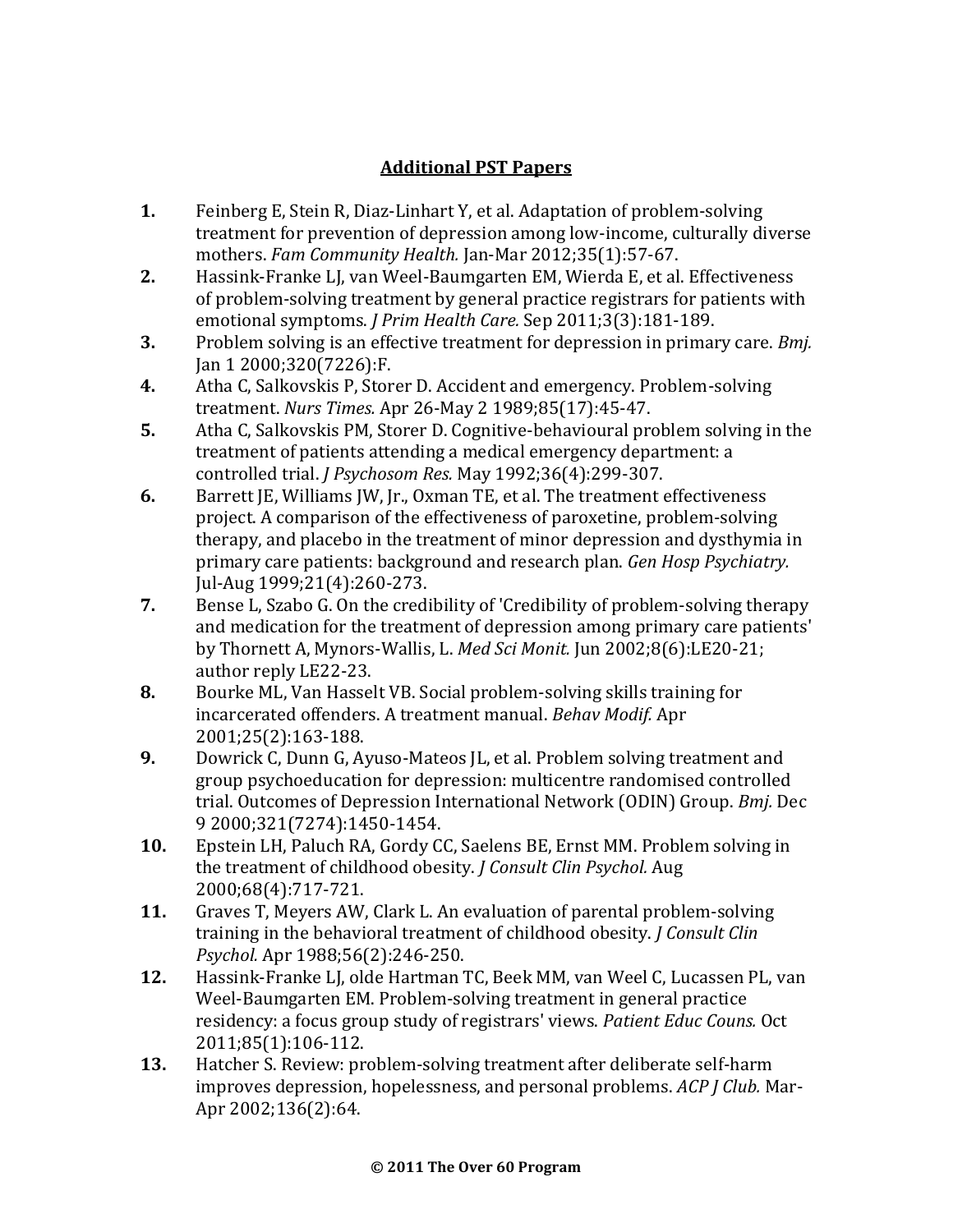## Additional PST Papers

1. Feinberg E, Stein R, Diaz-Linhart Y, et al. Adaptation of problem-solving treatment for prevention of depression among low-income, culturally diverse mothers. *Fam Community Health.* Jan-Mar 2012;35(1):57-67.
2. Hassink-Franke LJ, van Weel-Baumgarten EM, Wierda E, et al. Effectiveness of problem-solving treatment by general practice registrars for patients with emotional symptoms. *J Prim Health Care.* Sep 2011;3(3):181-189.
3. Problem solving is an effective treatment for depression in primary care. *Bmj.* Jan 1 2000;320(7226):F.
4. Atha C, Salkovskis P, Storer D. Accident and emergency. Problem-solving treatment. *Nurs Times.* Apr 26-May 2 1989;85(17):45-47.
5. Atha C, Salkovskis PM, Storer D. Cognitive-behavioural problem solving in the treatment of patients attending a medical emergency department: a controlled trial. *J Psychosom Res.* May 1992;36(4):299-307.
6. Barrett JE, Williams JW, Jr., Oxman TE, et al. The treatment effectiveness project. A comparison of the effectiveness of paroxetine, problem-solving therapy, and placebo in the treatment of minor depression and dysthymia in primary care patients: background and research plan. *Gen Hosp Psychiatry.* Jul-Aug 1999;21(4):260-273.
7. Bense L, Szabo G. On the credibility of 'Credibility of problem-solving therapy and medication for the treatment of depression among primary care patients' by Thornett A, Mynors-Wallis, L. *Med Sci Monit.* Jun 2002;8(6):LE20-21; author reply LE22-23.
8. Bourke ML, Van Hasselt VB. Social problem-solving skills training for incarcerated offenders. A treatment manual. *Behav Modif.* Apr 2001;25(2):163-188.
9. Dowrick C, Dunn G, Ayuso-Mateos JL, et al. Problem solving treatment and group psychoeducation for depression: multicentre randomised controlled trial. Outcomes of Depression International Network (ODIN) Group. *Bmj.* Dec 9 2000;321(7274):1450-1454.
10. Epstein LH, Paluch RA, Gordy CC, Saelens BE, Ernst MM. Problem solving in the treatment of childhood obesity. *J Consult Clin Psychol.* Aug 2000;68(4):717-721.
11. Graves T, Meyers AW, Clark L. An evaluation of parental problem-solving training in the behavioral treatment of childhood obesity. *J Consult Clin Psychol.* Apr 1988;56(2):246-250.
12. Hassink-Franke LJ, olde Hartman TC, Beek MM, van Weel C, Lucassen PL, van Weel-Baumgarten EM. Problem-solving treatment in general practice residency: a focus group study of registrars' views. *Patient Educ Couns.* Oct 2011;85(1):106-112.
13. Hatcher S. Review: problem-solving treatment after deliberate self-harm improves depression, hopelessness, and personal problems. *ACP J Club.* Mar-Apr 2002;136(2):64.

**© 2011 The Over 60 Program**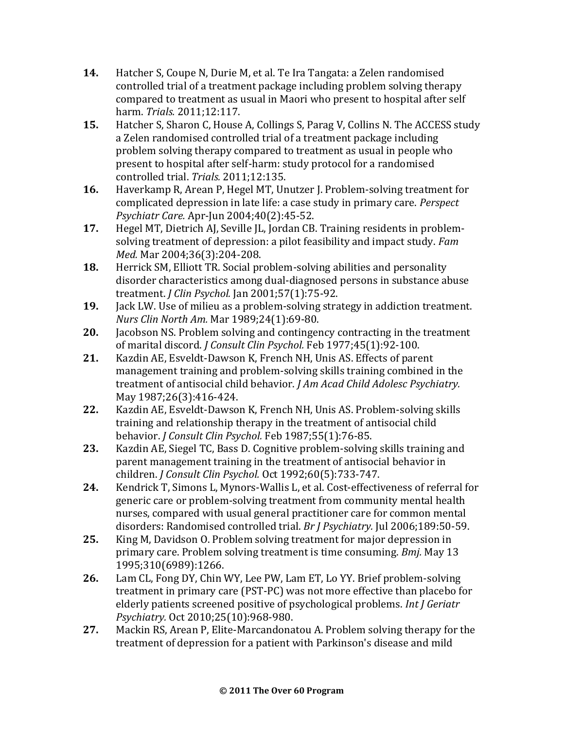**14.** Hatcher S, Coupe N, Durie M, et al. Te Ira Tangata: a Zelen randomised controlled trial of a treatment package including problem solving therapy compared to treatment as usual in Maori who present to hospital after self harm. *Trials.* 2011;12:117.

**15.** Hatcher S, Sharon C, House A, Collings S, Parag V, Collins N. The ACCESS study a Zelen randomised controlled trial of a treatment package including problem solving therapy compared to treatment as usual in people who present to hospital after self-harm: study protocol for a randomised controlled trial. *Trials.* 2011;12:135.

**16.** Haverkamp R, Arean P, Hegel MT, Unutzer J. Problem-solving treatment for complicated depression in late life: a case study in primary care. *Perspect Psychiatr Care.* Apr-Jun 2004;40(2):45-52.

**17.** Hegel MT, Dietrich AJ, Seville JL, Jordan CB. Training residents in problem-solving treatment of depression: a pilot feasibility and impact study. *Fam Med.* Mar 2004;36(3):204-208.

**18.** Herrick SM, Elliott TR. Social problem-solving abilities and personality disorder characteristics among dual-diagnosed persons in substance abuse treatment. *J Clin Psychol.* Jan 2001;57(1):75-92.

**19.** Jack LW. Use of milieu as a problem-solving strategy in addiction treatment. *Nurs Clin North Am.* Mar 1989;24(1):69-80.

**20.** Jacobson NS. Problem solving and contingency contracting in the treatment of marital discord. *J Consult Clin Psychol.* Feb 1977;45(1):92-100.

**21.** Kazdin AE, Esveldt-Dawson K, French NH, Unis AS. Effects of parent management training and problem-solving skills training combined in the treatment of antisocial child behavior. *J Am Acad Child Adolesc Psychiatry.* May 1987;26(3):416-424.

**22.** Kazdin AE, Esveldt-Dawson K, French NH, Unis AS. Problem-solving skills training and relationship therapy in the treatment of antisocial child behavior. *J Consult Clin Psychol.* Feb 1987;55(1):76-85.

**23.** Kazdin AE, Siegel TC, Bass D. Cognitive problem-solving skills training and parent management training in the treatment of antisocial behavior in children. *J Consult Clin Psychol.* Oct 1992;60(5):733-747.

**24.** Kendrick T, Simons L, Mynors-Wallis L, et al. Cost-effectiveness of referral for generic care or problem-solving treatment from community mental health nurses, compared with usual general practitioner care for common mental disorders: Randomised controlled trial. *Br J Psychiatry.* Jul 2006;189:50-59.

**25.** King M, Davidson O. Problem solving treatment for major depression in primary care. Problem solving treatment is time consuming. *Bmj.* May 13 1995;310(6989):1266.

**26.** Lam CL, Fong DY, Chin WY, Lee PW, Lam ET, Lo YY. Brief problem-solving treatment in primary care (PST-PC) was not more effective than placebo for elderly patients screened positive of psychological problems. *Int J Geriatr Psychiatry.* Oct 2010;25(10):968-980.

**27.** Mackin RS, Arean P, Elite-Marcandonatou A. Problem solving therapy for the treatment of depression for a patient with Parkinson's disease and mild

**© 2011 The Over 60 Program**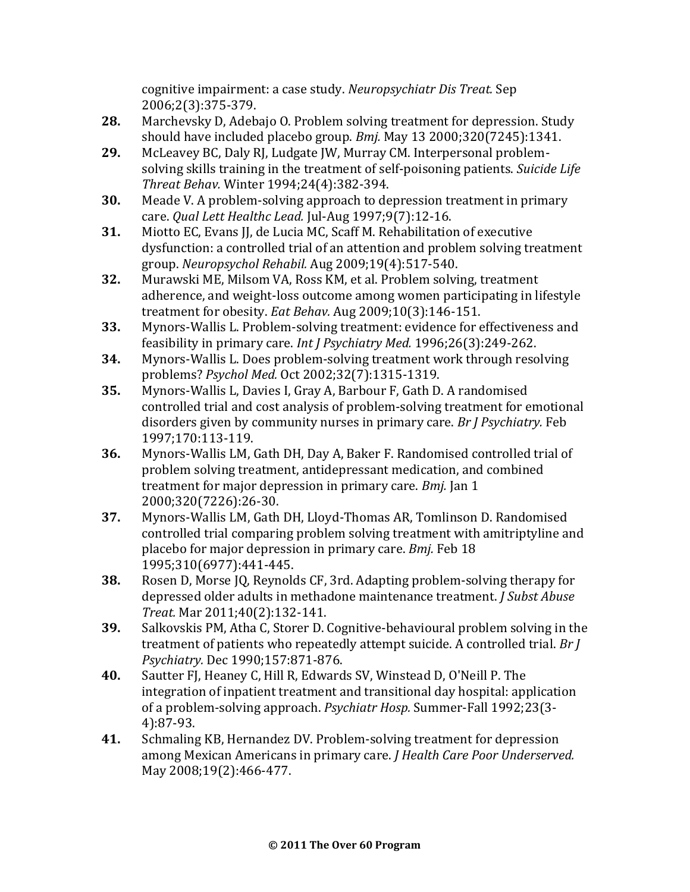cognitive impairment: a case study. *Neuropsychiatr Dis Treat.* Sep 2006;2(3):375-379.

**28.** Marchevsky D, Adebajo O. Problem solving treatment for depression. Study should have included placebo group. *Bmj.* May 13 2000;320(7245):1341.

**29.** McLeavey BC, Daly RJ, Ludgate JW, Murray CM. Interpersonal problem-solving skills training in the treatment of self-poisoning patients. *Suicide Life Threat Behav.* Winter 1994;24(4):382-394.

**30.** Meade V. A problem-solving approach to depression treatment in primary care. *Qual Lett Healthc Lead.* Jul-Aug 1997;9(7):12-16.

**31.** Miotto EC, Evans JJ, de Lucia MC, Scaff M. Rehabilitation of executive dysfunction: a controlled trial of an attention and problem solving treatment group. *Neuropsychol Rehabil.* Aug 2009;19(4):517-540.

**32.** Murawski ME, Milsom VA, Ross KM, et al. Problem solving, treatment adherence, and weight-loss outcome among women participating in lifestyle treatment for obesity. *Eat Behav.* Aug 2009;10(3):146-151.

**33.** Mynors-Wallis L. Problem-solving treatment: evidence for effectiveness and feasibility in primary care. *Int J Psychiatry Med.* 1996;26(3):249-262.

**34.** Mynors-Wallis L. Does problem-solving treatment work through resolving problems? *Psychol Med.* Oct 2002;32(7):1315-1319.

**35.** Mynors-Wallis L, Davies I, Gray A, Barbour F, Gath D. A randomised controlled trial and cost analysis of problem-solving treatment for emotional disorders given by community nurses in primary care. *Br J Psychiatry.* Feb 1997;170:113-119.

**36.** Mynors-Wallis LM, Gath DH, Day A, Baker F. Randomised controlled trial of problem solving treatment, antidepressant medication, and combined treatment for major depression in primary care. *Bmj.* Jan 1 2000;320(7226):26-30.

**37.** Mynors-Wallis LM, Gath DH, Lloyd-Thomas AR, Tomlinson D. Randomised controlled trial comparing problem solving treatment with amitriptyline and placebo for major depression in primary care. *Bmj.* Feb 18 1995;310(6977):441-445.

**38.** Rosen D, Morse JQ, Reynolds CF, 3rd. Adapting problem-solving therapy for depressed older adults in methadone maintenance treatment. *J Subst Abuse Treat.* Mar 2011;40(2):132-141.

**39.** Salkovskis PM, Atha C, Storer D. Cognitive-behavioural problem solving in the treatment of patients who repeatedly attempt suicide. A controlled trial. *Br J Psychiatry.* Dec 1990;157:871-876.

**40.** Sautter FJ, Heaney C, Hill R, Edwards SV, Winstead D, O'Neill P. The integration of inpatient treatment and transitional day hospital: application of a problem-solving approach. *Psychiatr Hosp.* Summer-Fall 1992;23(3-4):87-93.

**41.** Schmaling KB, Hernandez DV. Problem-solving treatment for depression among Mexican Americans in primary care. *J Health Care Poor Underserved.* May 2008;19(2):466-477.

**© 2011 The Over 60 Program**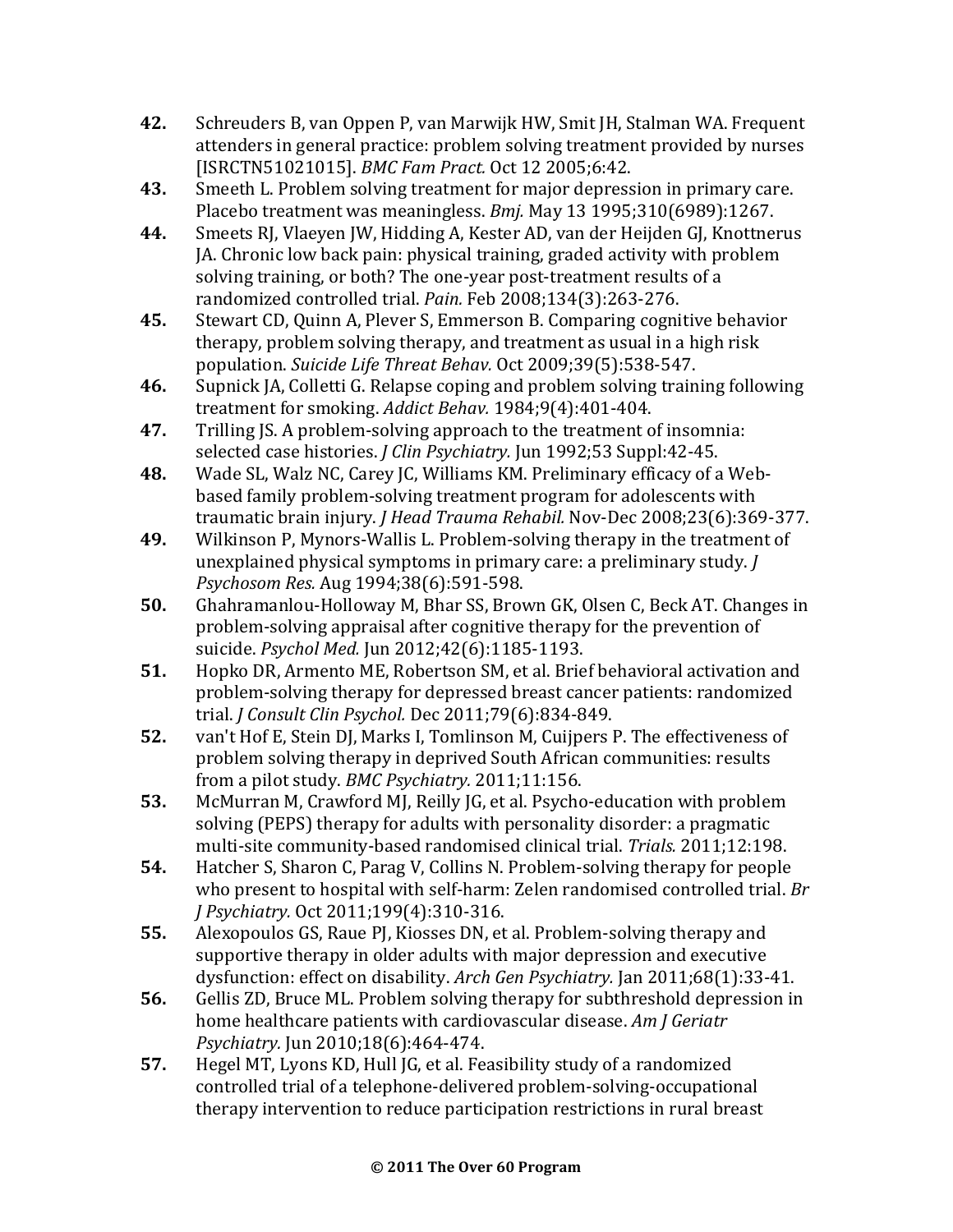**42.** Schreuders B, van Oppen P, van Marwijk HW, Smit JH, Stalman WA. Frequent attenders in general practice: problem solving treatment provided by nurses [ISRCTN51021015]. *BMC Fam Pract.* Oct 12 2005;6:42.

**43.** Smeeth L. Problem solving treatment for major depression in primary care. Placebo treatment was meaningless. *Bmj.* May 13 1995;310(6989):1267.

**44.** Smeets RJ, Vlaeyen JW, Hidding A, Kester AD, van der Heijden GJ, Knottnerus JA. Chronic low back pain: physical training, graded activity with problem solving training, or both? The one-year post-treatment results of a randomized controlled trial. *Pain.* Feb 2008;134(3):263-276.

**45.** Stewart CD, Quinn A, Plever S, Emmerson B. Comparing cognitive behavior therapy, problem solving therapy, and treatment as usual in a high risk population. *Suicide Life Threat Behav.* Oct 2009;39(5):538-547.

**46.** Supnick JA, Colletti G. Relapse coping and problem solving training following treatment for smoking. *Addict Behav.* 1984;9(4):401-404.

**47.** Trilling JS. A problem-solving approach to the treatment of insomnia: selected case histories. *J Clin Psychiatry.* Jun 1992;53 Suppl:42-45.

**48.** Wade SL, Walz NC, Carey JC, Williams KM. Preliminary efficacy of a Web-based family problem-solving treatment program for adolescents with traumatic brain injury. *J Head Trauma Rehabil.* Nov-Dec 2008;23(6):369-377.

**49.** Wilkinson P, Mynors-Wallis L. Problem-solving therapy in the treatment of unexplained physical symptoms in primary care: a preliminary study. *J Psychosom Res.* Aug 1994;38(6):591-598.

**50.** Ghahramanlou-Holloway M, Bhar SS, Brown GK, Olsen C, Beck AT. Changes in problem-solving appraisal after cognitive therapy for the prevention of suicide. *Psychol Med.* Jun 2012;42(6):1185-1193.

**51.** Hopko DR, Armento ME, Robertson SM, et al. Brief behavioral activation and problem-solving therapy for depressed breast cancer patients: randomized trial. *J Consult Clin Psychol.* Dec 2011;79(6):834-849.

**52.** van't Hof E, Stein DJ, Marks I, Tomlinson M, Cuijpers P. The effectiveness of problem solving therapy in deprived South African communities: results from a pilot study. *BMC Psychiatry.* 2011;11:156.

**53.** McMurran M, Crawford MJ, Reilly JG, et al. Psycho-education with problem solving (PEPS) therapy for adults with personality disorder: a pragmatic multi-site community-based randomised clinical trial. *Trials.* 2011;12:198.

**54.** Hatcher S, Sharon C, Parag V, Collins N. Problem-solving therapy for people who present to hospital with self-harm: Zelen randomised controlled trial. *Br J Psychiatry.* Oct 2011;199(4):310-316.

**55.** Alexopoulos GS, Raue PJ, Kiosses DN, et al. Problem-solving therapy and supportive therapy in older adults with major depression and executive dysfunction: effect on disability. *Arch Gen Psychiatry.* Jan 2011;68(1):33-41.

**56.** Gellis ZD, Bruce ML. Problem solving therapy for subthreshold depression in home healthcare patients with cardiovascular disease. *Am J Geriatr Psychiatry.* Jun 2010;18(6):464-474.

**57.** Hegel MT, Lyons KD, Hull JG, et al. Feasibility study of a randomized controlled trial of a telephone-delivered problem-solving-occupational therapy intervention to reduce participation restrictions in rural breast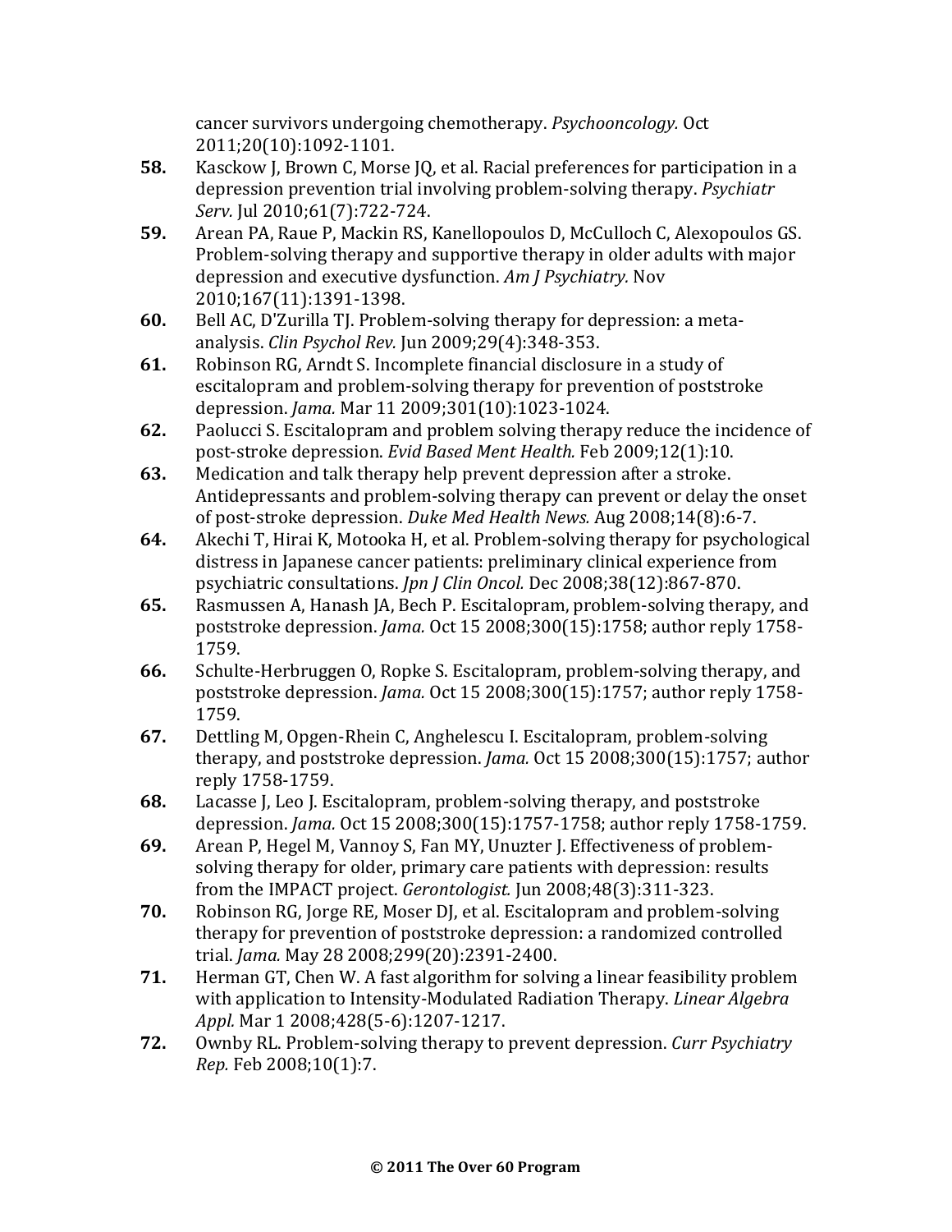cancer survivors undergoing chemotherapy. *Psychooncology.* Oct 2011;20(10):1092-1101.

**58.** Kasckow J, Brown C, Morse JQ, et al. Racial preferences for participation in a depression prevention trial involving problem-solving therapy. *Psychiatr Serv.* Jul 2010;61(7):722-724.

**59.** Arean PA, Raue P, Mackin RS, Kanellopoulos D, McCulloch C, Alexopoulos GS. Problem-solving therapy and supportive therapy in older adults with major depression and executive dysfunction. *Am J Psychiatry.* Nov 2010;167(11):1391-1398.

**60.** Bell AC, D'Zurilla TJ. Problem-solving therapy for depression: a meta-analysis. *Clin Psychol Rev.* Jun 2009;29(4):348-353.

**61.** Robinson RG, Arndt S. Incomplete financial disclosure in a study of escitalopram and problem-solving therapy for prevention of poststroke depression. *Jama.* Mar 11 2009;301(10):1023-1024.

**62.** Paolucci S. Escitalopram and problem solving therapy reduce the incidence of post-stroke depression. *Evid Based Ment Health.* Feb 2009;12(1):10.

**63.** Medication and talk therapy help prevent depression after a stroke. Antidepressants and problem-solving therapy can prevent or delay the onset of post-stroke depression. *Duke Med Health News.* Aug 2008;14(8):6-7.

**64.** Akechi T, Hirai K, Motooka H, et al. Problem-solving therapy for psychological distress in Japanese cancer patients: preliminary clinical experience from psychiatric consultations. *Jpn J Clin Oncol.* Dec 2008;38(12):867-870.

**65.** Rasmussen A, Hanash JA, Bech P. Escitalopram, problem-solving therapy, and poststroke depression. *Jama.* Oct 15 2008;300(15):1758; author reply 1758-1759.

**66.** Schulte-Herbruggen O, Ropke S. Escitalopram, problem-solving therapy, and poststroke depression. *Jama.* Oct 15 2008;300(15):1757; author reply 1758-1759.

**67.** Dettling M, Opgen-Rhein C, Anghelescu I. Escitalopram, problem-solving therapy, and poststroke depression. *Jama.* Oct 15 2008;300(15):1757; author reply 1758-1759.

**68.** Lacasse J, Leo J. Escitalopram, problem-solving therapy, and poststroke depression. *Jama.* Oct 15 2008;300(15):1757-1758; author reply 1758-1759.

**69.** Arean P, Hegel M, Vannoy S, Fan MY, Unuzter J. Effectiveness of problem-solving therapy for older, primary care patients with depression: results from the IMPACT project. *Gerontologist.* Jun 2008;48(3):311-323.

**70.** Robinson RG, Jorge RE, Moser DJ, et al. Escitalopram and problem-solving therapy for prevention of poststroke depression: a randomized controlled trial. *Jama.* May 28 2008;299(20):2391-2400.

**71.** Herman GT, Chen W. A fast algorithm for solving a linear feasibility problem with application to Intensity-Modulated Radiation Therapy. *Linear Algebra Appl.* Mar 1 2008;428(5-6):1207-1217.

**72.** Ownby RL. Problem-solving therapy to prevent depression. *Curr Psychiatry Rep.* Feb 2008;10(1):7.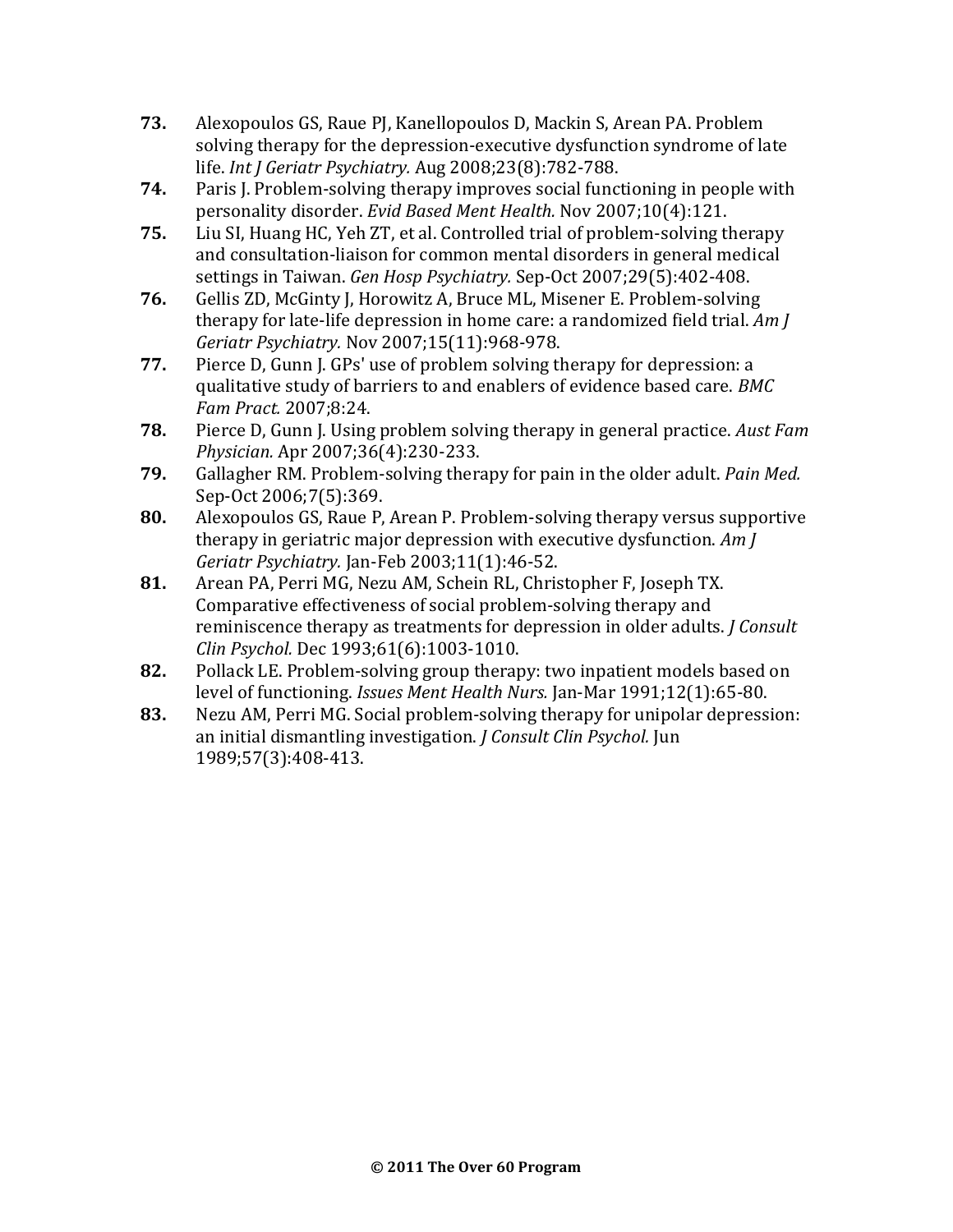**73.** Alexopoulos GS, Raue PJ, Kanellopoulos D, Mackin S, Arean PA. Problem solving therapy for the depression-executive dysfunction syndrome of late life. *Int J Geriatr Psychiatry.* Aug 2008;23(8):782-788.

**74.** Paris J. Problem-solving therapy improves social functioning in people with personality disorder. *Evid Based Ment Health.* Nov 2007;10(4):121.

**75.** Liu SI, Huang HC, Yeh ZT, et al. Controlled trial of problem-solving therapy and consultation-liaison for common mental disorders in general medical settings in Taiwan. *Gen Hosp Psychiatry.* Sep-Oct 2007;29(5):402-408.

**76.** Gellis ZD, McGinty J, Horowitz A, Bruce ML, Misener E. Problem-solving therapy for late-life depression in home care: a randomized field trial. *Am J Geriatr Psychiatry.* Nov 2007;15(11):968-978.

**77.** Pierce D, Gunn J. GPs' use of problem solving therapy for depression: a qualitative study of barriers to and enablers of evidence based care. *BMC Fam Pract.* 2007;8:24.

**78.** Pierce D, Gunn J. Using problem solving therapy in general practice. *Aust Fam Physician.* Apr 2007;36(4):230-233.

**79.** Gallagher RM. Problem-solving therapy for pain in the older adult. *Pain Med.* Sep-Oct 2006;7(5):369.

**80.** Alexopoulos GS, Raue P, Arean P. Problem-solving therapy versus supportive therapy in geriatric major depression with executive dysfunction. *Am J Geriatr Psychiatry.* Jan-Feb 2003;11(1):46-52.

**81.** Arean PA, Perri MG, Nezu AM, Schein RL, Christopher F, Joseph TX. Comparative effectiveness of social problem-solving therapy and reminiscence therapy as treatments for depression in older adults. *J Consult Clin Psychol.* Dec 1993;61(6):1003-1010.

**82.** Pollack LE. Problem-solving group therapy: two inpatient models based on level of functioning. *Issues Ment Health Nurs.* Jan-Mar 1991;12(1):65-80.

**83.** Nezu AM, Perri MG. Social problem-solving therapy for unipolar depression: an initial dismantling investigation. *J Consult Clin Psychol.* Jun 1989;57(3):408-413.